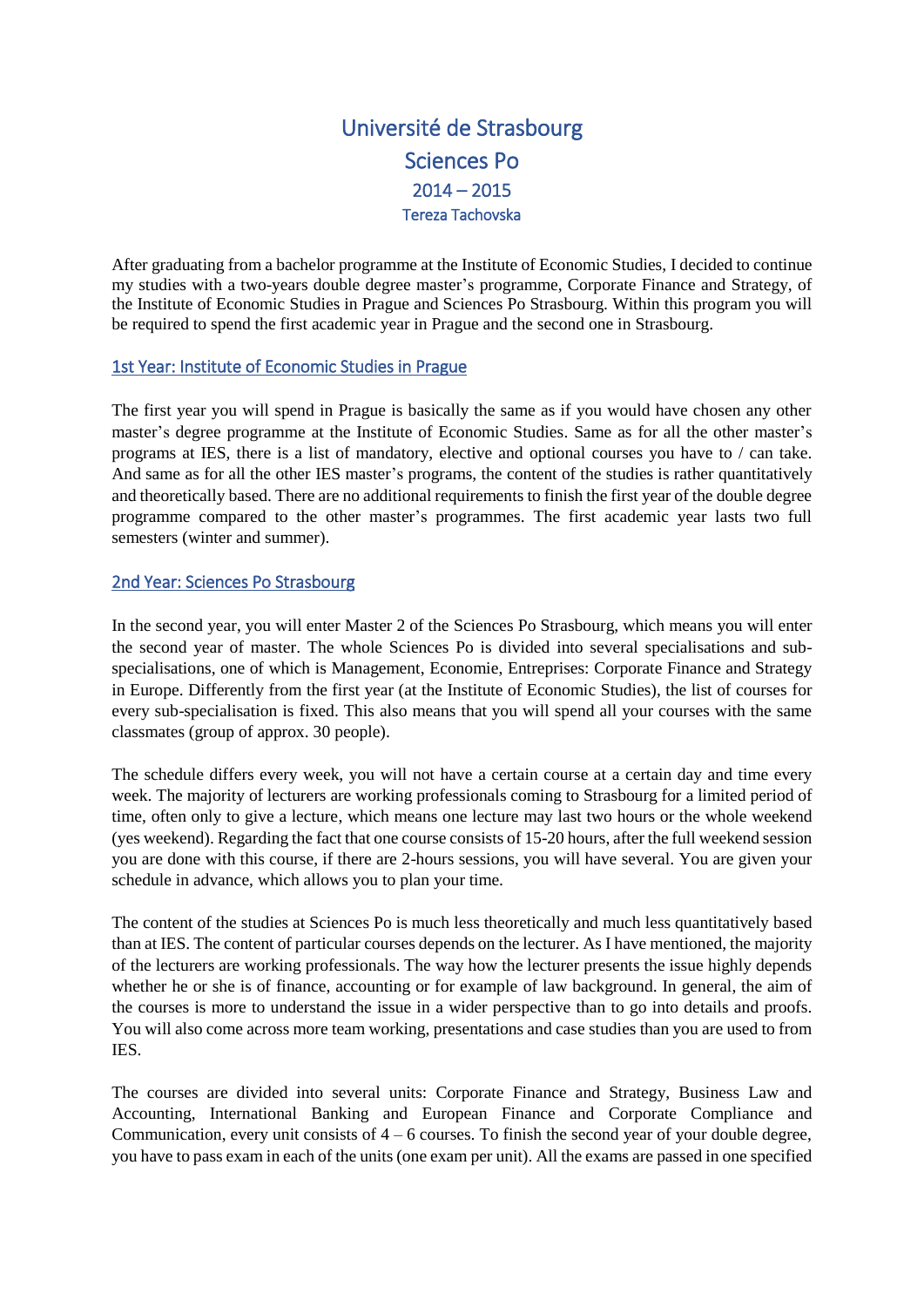# Université de Strasbourg
# Sciences Po
## 2014 – 2015
### Tereza Tachovska

After graduating from a bachelor programme at the Institute of Economic Studies, I decided to continue my studies with a two-years double degree master's programme, Corporate Finance and Strategy, of the Institute of Economic Studies in Prague and Sciences Po Strasbourg. Within this program you will be required to spend the first academic year in Prague and the second one in Strasbourg.

## 1st Year: Institute of Economic Studies in Prague

The first year you will spend in Prague is basically the same as if you would have chosen any other master's degree programme at the Institute of Economic Studies. Same as for all the other master's programs at IES, there is a list of mandatory, elective and optional courses you have to / can take. And same as for all the other IES master's programs, the content of the studies is rather quantitatively and theoretically based. There are no additional requirements to finish the first year of the double degree programme compared to the other master's programmes. The first academic year lasts two full semesters (winter and summer).

## 2nd Year: Sciences Po Strasbourg

In the second year, you will enter Master 2 of the Sciences Po Strasbourg, which means you will enter the second year of master. The whole Sciences Po is divided into several specialisations and sub-specialisations, one of which is Management, Economie, Entreprises: Corporate Finance and Strategy in Europe. Differently from the first year (at the Institute of Economic Studies), the list of courses for every sub-specialisation is fixed. This also means that you will spend all your courses with the same classmates (group of approx. 30 people).

The schedule differs every week, you will not have a certain course at a certain day and time every week. The majority of lecturers are working professionals coming to Strasbourg for a limited period of time, often only to give a lecture, which means one lecture may last two hours or the whole weekend (yes weekend). Regarding the fact that one course consists of 15-20 hours, after the full weekend session you are done with this course, if there are 2-hours sessions, you will have several. You are given your schedule in advance, which allows you to plan your time.

The content of the studies at Sciences Po is much less theoretically and much less quantitatively based than at IES. The content of particular courses depends on the lecturer. As I have mentioned, the majority of the lecturers are working professionals. The way how the lecturer presents the issue highly depends whether he or she is of finance, accounting or for example of law background. In general, the aim of the courses is more to understand the issue in a wider perspective than to go into details and proofs. You will also come across more team working, presentations and case studies than you are used to from IES.

The courses are divided into several units: Corporate Finance and Strategy, Business Law and Accounting, International Banking and European Finance and Corporate Compliance and Communication, every unit consists of 4 – 6 courses. To finish the second year of your double degree, you have to pass exam in each of the units (one exam per unit). All the exams are passed in one specified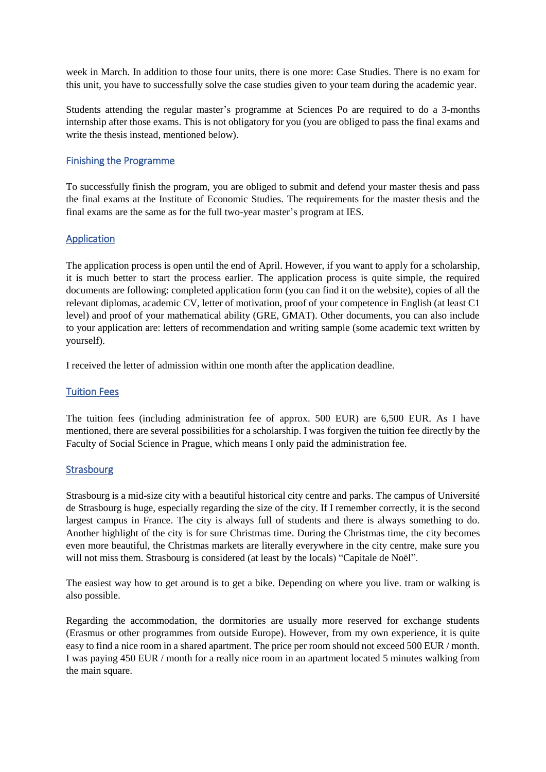week in March. In addition to those four units, there is one more: Case Studies. There is no exam for this unit, you have to successfully solve the case studies given to your team during the academic year.

Students attending the regular master's programme at Sciences Po are required to do a 3-months internship after those exams. This is not obligatory for you (you are obliged to pass the final exams and write the thesis instead, mentioned below).

## Finishing the Programme

To successfully finish the program, you are obliged to submit and defend your master thesis and pass the final exams at the Institute of Economic Studies. The requirements for the master thesis and the final exams are the same as for the full two-year master's program at IES.

## Application

The application process is open until the end of April. However, if you want to apply for a scholarship, it is much better to start the process earlier. The application process is quite simple, the required documents are following: completed application form (you can find it on the website), copies of all the relevant diplomas, academic CV, letter of motivation, proof of your competence in English (at least C1 level) and proof of your mathematical ability (GRE, GMAT). Other documents, you can also include to your application are: letters of recommendation and writing sample (some academic text written by yourself).

I received the letter of admission within one month after the application deadline.

## Tuition Fees

The tuition fees (including administration fee of approx. 500 EUR) are 6,500 EUR. As I have mentioned, there are several possibilities for a scholarship. I was forgiven the tuition fee directly by the Faculty of Social Science in Prague, which means I only paid the administration fee.

## Strasbourg

Strasbourg is a mid-size city with a beautiful historical city centre and parks. The campus of Université de Strasbourg is huge, especially regarding the size of the city. If I remember correctly, it is the second largest campus in France. The city is always full of students and there is always something to do. Another highlight of the city is for sure Christmas time. During the Christmas time, the city becomes even more beautiful, the Christmas markets are literally everywhere in the city centre, make sure you will not miss them. Strasbourg is considered (at least by the locals) "Capitale de Noël".

The easiest way how to get around is to get a bike. Depending on where you live. tram or walking is also possible.

Regarding the accommodation, the dormitories are usually more reserved for exchange students (Erasmus or other programmes from outside Europe). However, from my own experience, it is quite easy to find a nice room in a shared apartment. The price per room should not exceed 500 EUR / month. I was paying 450 EUR / month for a really nice room in an apartment located 5 minutes walking from the main square.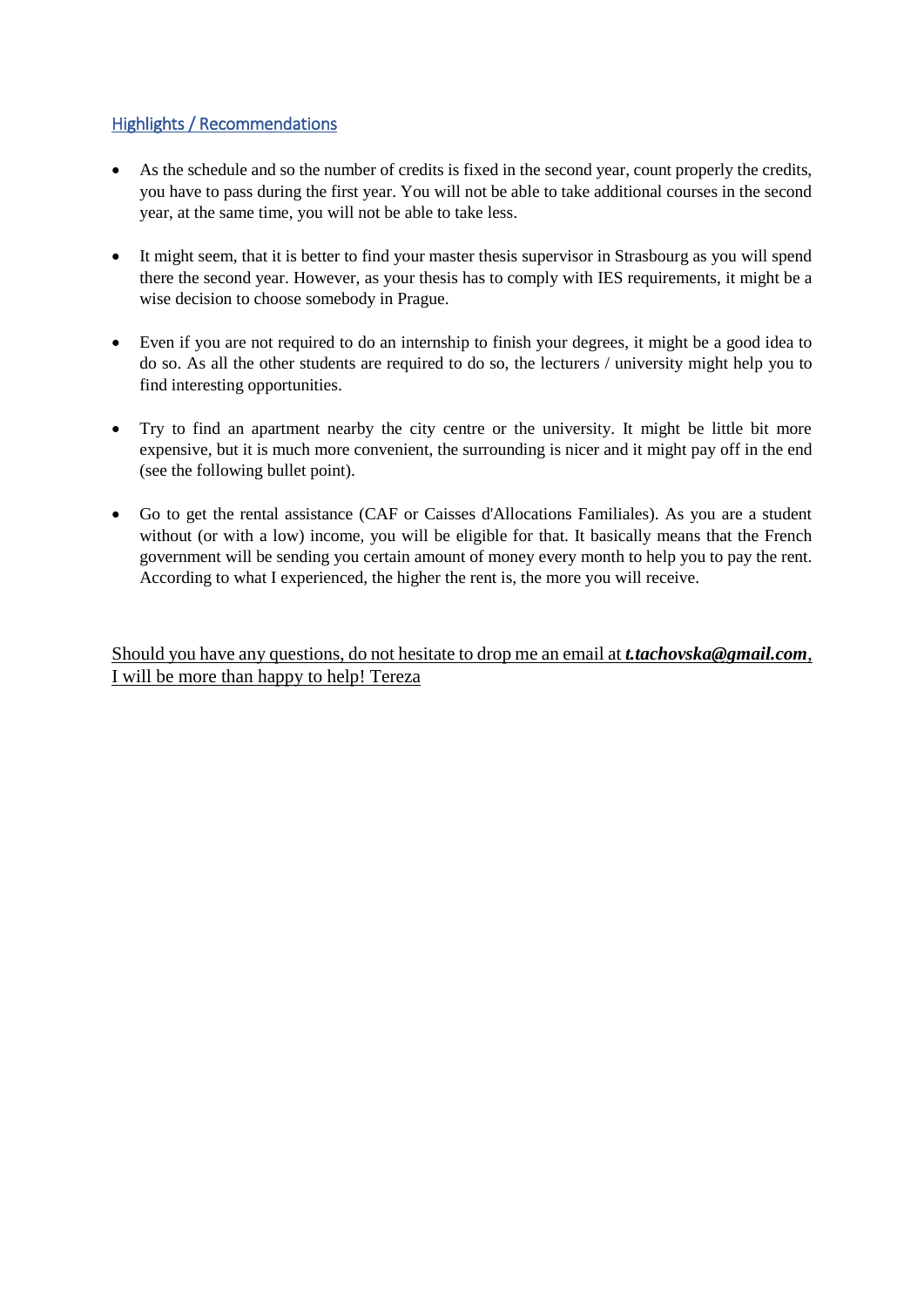## Highlights / Recommendations

- As the schedule and so the number of credits is fixed in the second year, count properly the credits, you have to pass during the first year. You will not be able to take additional courses in the second year, at the same time, you will not be able to take less.

- It might seem, that it is better to find your master thesis supervisor in Strasbourg as you will spend there the second year. However, as your thesis has to comply with IES requirements, it might be a wise decision to choose somebody in Prague.

- Even if you are not required to do an internship to finish your degrees, it might be a good idea to do so. As all the other students are required to do so, the lecturers / university might help you to find interesting opportunities.

- Try to find an apartment nearby the city centre or the university. It might be little bit more expensive, but it is much more convenient, the surrounding is nicer and it might pay off in the end (see the following bullet point).

- Go to get the rental assistance (CAF or Caisses d'Allocations Familiales). As you are a student without (or with a low) income, you will be eligible for that. It basically means that the French government will be sending you certain amount of money every month to help you to pay the rent. According to what I experienced, the higher the rent is, the more you will receive.

Should you have any questions, do not hesitate to drop me an email at ***t.tachovska@gmail.com***, I will be more than happy to help! Tereza